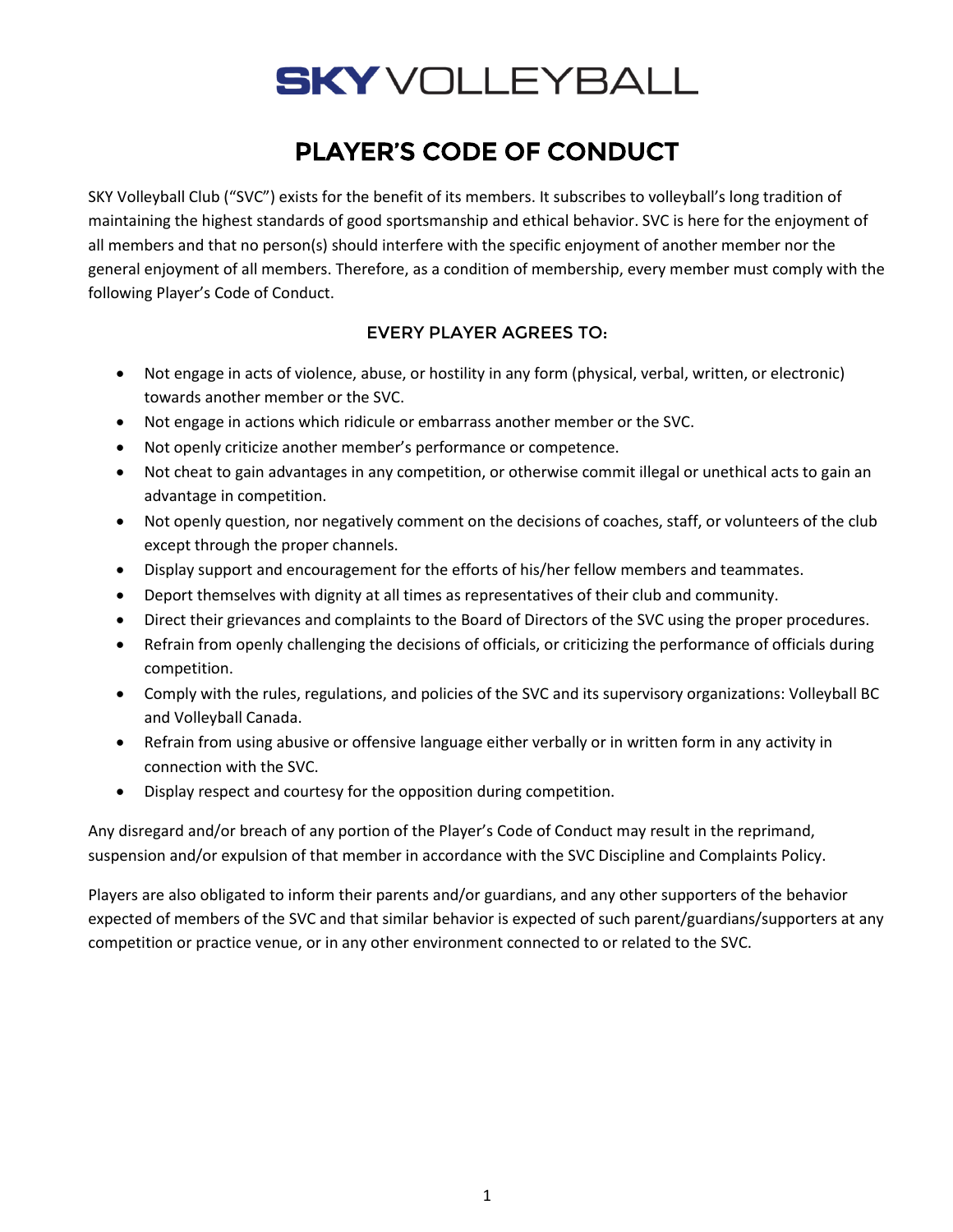# SKY VOLLEYBALL

## PLAYER'S CODE OF CONDUCT

SKY Volleyball Club ("SVC") exists for the benefit of its members. It subscribes to volleyball's long tradition of maintaining the highest standards of good sportsmanship and ethical behavior. SVC is here for the enjoyment of all members and that no person(s) should interfere with the specific enjoyment of another member nor the general enjoyment of all members. Therefore, as a condition of membership, every member must comply with the following Player's Code of Conduct.

### EVERY PLAYER AGREES TO:

- Not engage in acts of violence, abuse, or hostility in any form (physical, verbal, written, or electronic) towards another member or the SVC.
- Not engage in actions which ridicule or embarrass another member or the SVC.
- Not openly criticize another member's performance or competence.
- Not cheat to gain advantages in any competition, or otherwise commit illegal or unethical acts to gain an advantage in competition.
- Not openly question, nor negatively comment on the decisions of coaches, staff, or volunteers of the club except through the proper channels.
- Display support and encouragement for the efforts of his/her fellow members and teammates.
- Deport themselves with dignity at all times as representatives of their club and community.
- Direct their grievances and complaints to the Board of Directors of the SVC using the proper procedures.
- Refrain from openly challenging the decisions of officials, or criticizing the performance of officials during competition.
- Comply with the rules, regulations, and policies of the SVC and its supervisory organizations: Volleyball BC and Volleyball Canada.
- Refrain from using abusive or offensive language either verbally or in written form in any activity in connection with the SVC.
- Display respect and courtesy for the opposition during competition.

Any disregard and/or breach of any portion of the Player's Code of Conduct may result in the reprimand, suspension and/or expulsion of that member in accordance with the SVC Discipline and Complaints Policy.

Players are also obligated to inform their parents and/or guardians, and any other supporters of the behavior expected of members of the SVC and that similar behavior is expected of such parent/guardians/supporters at any competition or practice venue, or in any other environment connected to or related to the SVC.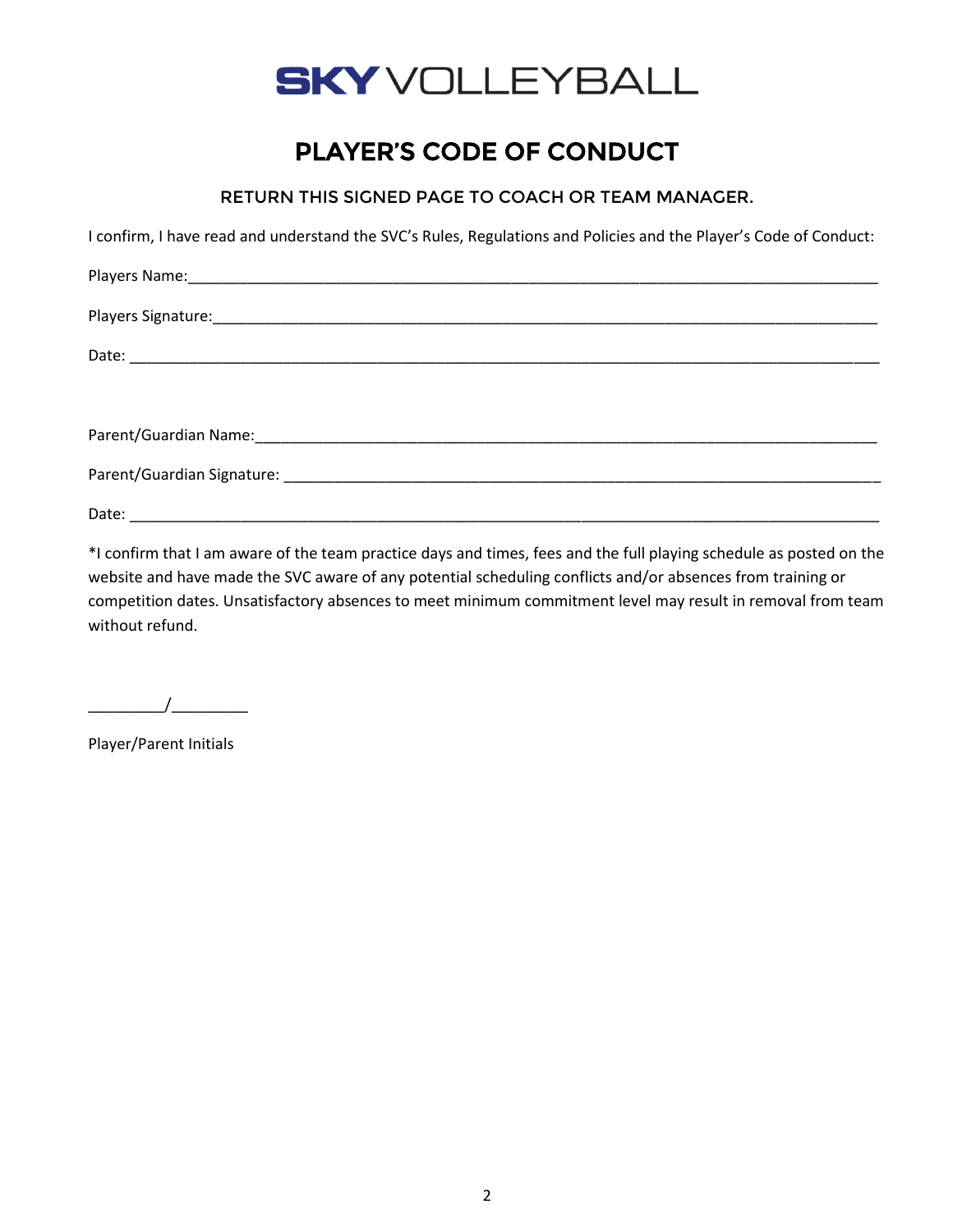# SKY VOLLEYBALL

## PLAYER'S CODE OF CONDUCT

### RETURN THIS SIGNED PAGE TO COACH OR TEAM MANAGER.

I confirm, I have read and understand the SVC's Rules, Regulations and Policies and the Player's Code of Conduct:

Players Name:_______________________________________________________________________________

Players Signature:___________________________________________________________________________

Date: _____________________________________________________________________________________

Parent/Guardian Name:_______________________________________________________________________

Parent/Guardian Signature: ___________________________________________________________________

Date: _____________________________________________________________________________________

*I confirm that I am aware of the team practice days and times, fees and the full playing schedule as posted on the website and have made the SVC aware of any potential scheduling conflicts and/or absences from training or competition dates. Unsatisfactory absences to meet minimum commitment level may result in removal from team without refund.

_________/_________

Player/Parent Initials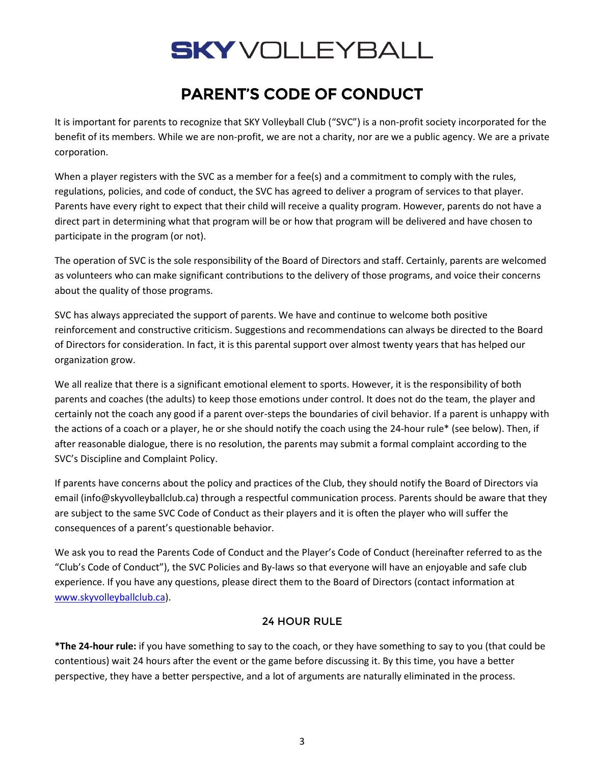# SKY VOLLEYBALL

## PARENT'S CODE OF CONDUCT

It is important for parents to recognize that SKY Volleyball Club ("SVC") is a non-profit society incorporated for the benefit of its members. While we are non-profit, we are not a charity, nor are we a public agency. We are a private corporation.

When a player registers with the SVC as a member for a fee(s) and a commitment to comply with the rules, regulations, policies, and code of conduct, the SVC has agreed to deliver a program of services to that player. Parents have every right to expect that their child will receive a quality program. However, parents do not have a direct part in determining what that program will be or how that program will be delivered and have chosen to participate in the program (or not).

The operation of SVC is the sole responsibility of the Board of Directors and staff. Certainly, parents are welcomed as volunteers who can make significant contributions to the delivery of those programs, and voice their concerns about the quality of those programs.

SVC has always appreciated the support of parents. We have and continue to welcome both positive reinforcement and constructive criticism. Suggestions and recommendations can always be directed to the Board of Directors for consideration. In fact, it is this parental support over almost twenty years that has helped our organization grow.

We all realize that there is a significant emotional element to sports. However, it is the responsibility of both parents and coaches (the adults) to keep those emotions under control. It does not do the team, the player and certainly not the coach any good if a parent over-steps the boundaries of civil behavior. If a parent is unhappy with the actions of a coach or a player, he or she should notify the coach using the 24-hour rule* (see below). Then, if after reasonable dialogue, there is no resolution, the parents may submit a formal complaint according to the SVC's Discipline and Complaint Policy.

If parents have concerns about the policy and practices of the Club, they should notify the Board of Directors via email (info@skyvolleyballclub.ca) through a respectful communication process. Parents should be aware that they are subject to the same SVC Code of Conduct as their players and it is often the player who will suffer the consequences of a parent's questionable behavior.

We ask you to read the Parents Code of Conduct and the Player's Code of Conduct (hereinafter referred to as the "Club's Code of Conduct"), the SVC Policies and By-laws so that everyone will have an enjoyable and safe club experience. If you have any questions, please direct them to the Board of Directors (contact information at [www.skyvolleyballclub.ca](http://www.skyvolleyballclub.ca)).

### 24 HOUR RULE

**\*The 24-hour rule:** if you have something to say to the coach, or they have something to say to you (that could be contentious) wait 24 hours after the event or the game before discussing it. By this time, you have a better perspective, they have a better perspective, and a lot of arguments are naturally eliminated in the process.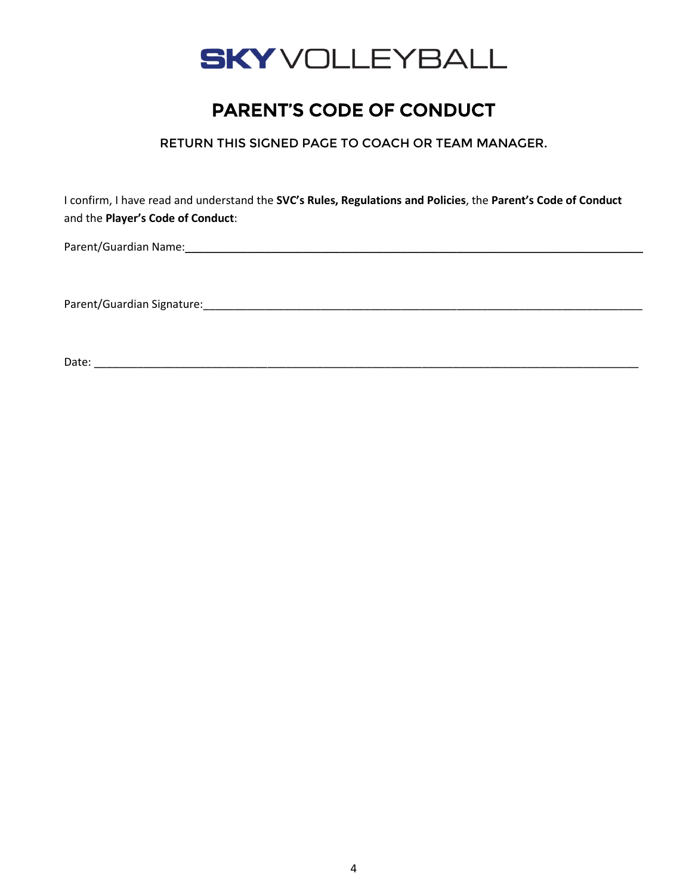# SKY VOLLEYBALL

## PARENT'S CODE OF CONDUCT

### RETURN THIS SIGNED PAGE TO COACH OR TEAM MANAGER.

I confirm, I have read and understand the **SVC's Rules, Regulations and Policies**, the **Parent's Code of Conduct** and the **Player's Code of Conduct**:

Parent/Guardian Name:______________________________________________________________________________

Parent/Guardian Signature:__________________________________________________________________________

Date: _____________________________________________________________________________________________